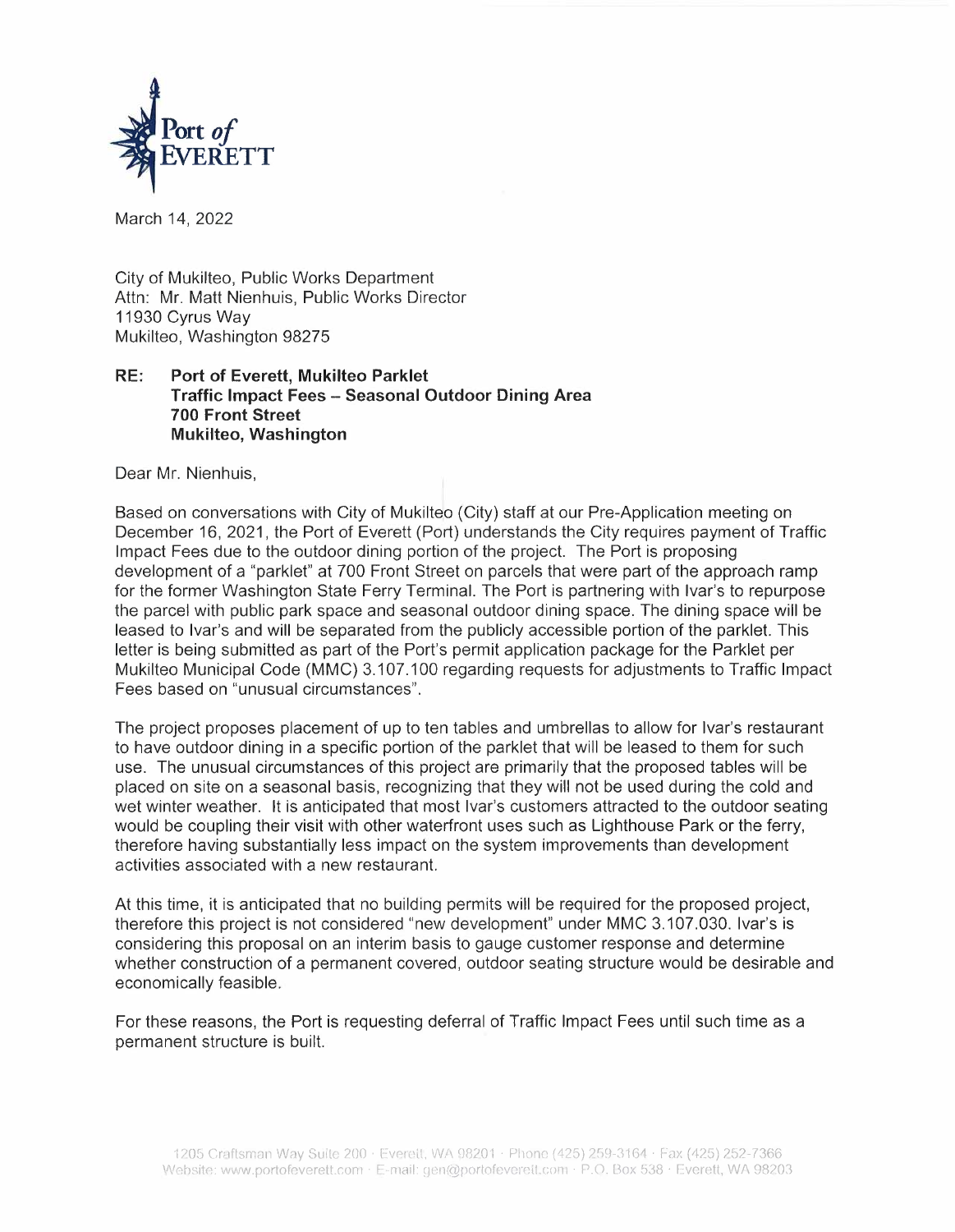Port *of* EVERETT

March 14, 2022

City of Mukilteo, Public Works Department
Attn: Mr. Matt Nienhuis, Public Works Director
11930 Cyrus Way
Mukilteo, Washington 98275

**RE: Port of Everett, Mukilteo Parklet**
**Traffic Impact Fees – Seasonal Outdoor Dining Area**
**700 Front Street**
**Mukilteo, Washington**

Dear Mr. Nienhuis,

Based on conversations with City of Mukilteo (City) staff at our Pre-Application meeting on December 16, 2021, the Port of Everett (Port) understands the City requires payment of Traffic Impact Fees due to the outdoor dining portion of the project. The Port is proposing development of a "parklet" at 700 Front Street on parcels that were part of the approach ramp for the former Washington State Ferry Terminal. The Port is partnering with Ivar's to repurpose the parcel with public park space and seasonal outdoor dining space. The dining space will be leased to Ivar's and will be separated from the publicly accessible portion of the parklet. This letter is being submitted as part of the Port's permit application package for the Parklet per Mukilteo Municipal Code (MMC) 3.107.100 regarding requests for adjustments to Traffic Impact Fees based on "unusual circumstances".

The project proposes placement of up to ten tables and umbrellas to allow for Ivar's restaurant to have outdoor dining in a specific portion of the parklet that will be leased to them for such use. The unusual circumstances of this project are primarily that the proposed tables will be placed on site on a seasonal basis, recognizing that they will not be used during the cold and wet winter weather. It is anticipated that most Ivar's customers attracted to the outdoor seating would be coupling their visit with other waterfront uses such as Lighthouse Park or the ferry, therefore having substantially less impact on the system improvements than development activities associated with a new restaurant.

At this time, it is anticipated that no building permits will be required for the proposed project, therefore this project is not considered "new development" under MMC 3.107.030. Ivar's is considering this proposal on an interim basis to gauge customer response and determine whether construction of a permanent covered, outdoor seating structure would be desirable and economically feasible.

For these reasons, the Port is requesting deferral of Traffic Impact Fees until such time as a permanent structure is built.

1205 Craftsman Way Suite 200 · Everett, WA 98201 · Phone (425) 259-3164 · Fax (425) 252-7366
Website: www.portofeverett.com · E-mail: gen@portofeverett.com · P.O. Box 538 · Everett, WA 98203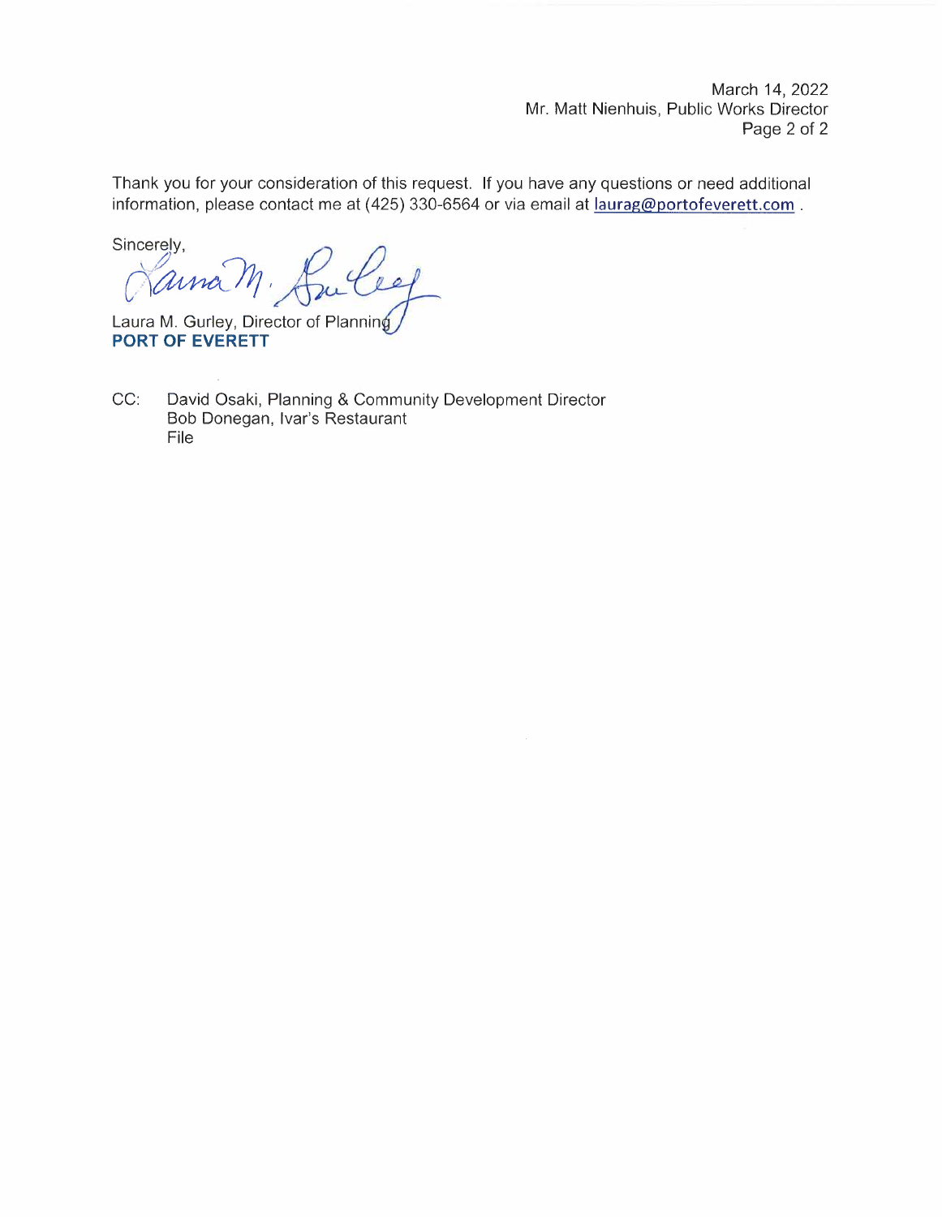March 14, 2022
Mr. Matt Nienhuis, Public Works Director

Thank you for your consideration of this request. If you have any questions or need additional information, please contact me at (425) 330-6564 or via email at laurag@portofeverett.com .

Sincerely,

Laura M. Gurley, Director of Planning
**PORT OF EVERETT**

CC: David Osaki, Planning & Community Development Director
Bob Donegan, Ivar's Restaurant
File